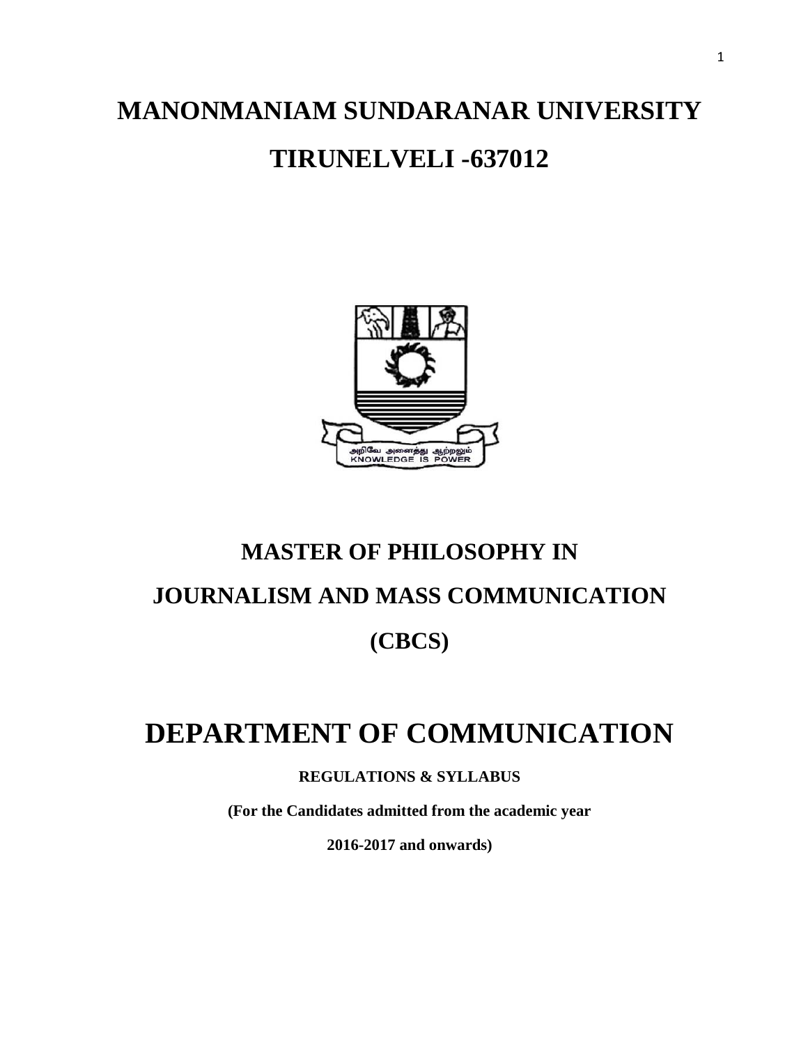# MANONMANIAM SUNDARANAR UNIVERSITY

# TIRUNELVELI -637012

அறிவே அனைத்து ஆற்றலும்
KNOWLEDGE IS POWER

# MASTER OF PHILOSOPHY IN

# JOURNALISM AND MASS COMMUNICATION

# (CBCS)

# DEPARTMENT OF COMMUNICATION

**REGULATIONS & SYLLABUS**

**(For the Candidates admitted from the academic year**

**2016-2017 and onwards)**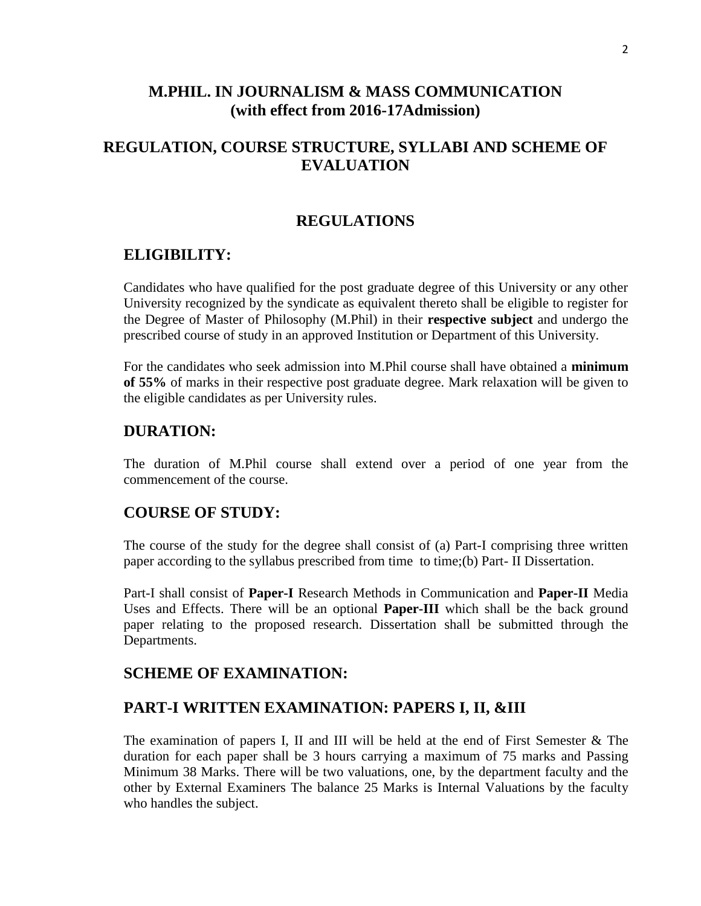# M.PHIL. IN JOURNALISM & MASS COMMUNICATION
## (with effect from 2016-17Admission)

# REGULATION, COURSE STRUCTURE, SYLLABI AND SCHEME OF EVALUATION

## REGULATIONS

## ELIGIBILITY:

Candidates who have qualified for the post graduate degree of this University or any other University recognized by the syndicate as equivalent thereto shall be eligible to register for the Degree of Master of Philosophy (M.Phil) in their **respective subject** and undergo the prescribed course of study in an approved Institution or Department of this University.

For the candidates who seek admission into M.Phil course shall have obtained a **minimum of 55%** of marks in their respective post graduate degree. Mark relaxation will be given to the eligible candidates as per University rules.

## DURATION:

The duration of M.Phil course shall extend over a period of one year from the commencement of the course.

## COURSE OF STUDY:

The course of the study for the degree shall consist of (a) Part-I comprising three written paper according to the syllabus prescribed from time to time;(b) Part- II Dissertation.

Part-I shall consist of **Paper-I** Research Methods in Communication and **Paper-II** Media Uses and Effects. There will be an optional **Paper-III** which shall be the back ground paper relating to the proposed research. Dissertation shall be submitted through the Departments.

## SCHEME OF EXAMINATION:

## PART-I WRITTEN EXAMINATION: PAPERS I, II, &III

The examination of papers I, II and III will be held at the end of First Semester & The duration for each paper shall be 3 hours carrying a maximum of 75 marks and Passing Minimum 38 Marks. There will be two valuations, one, by the department faculty and the other by External Examiners The balance 25 Marks is Internal Valuations by the faculty who handles the subject.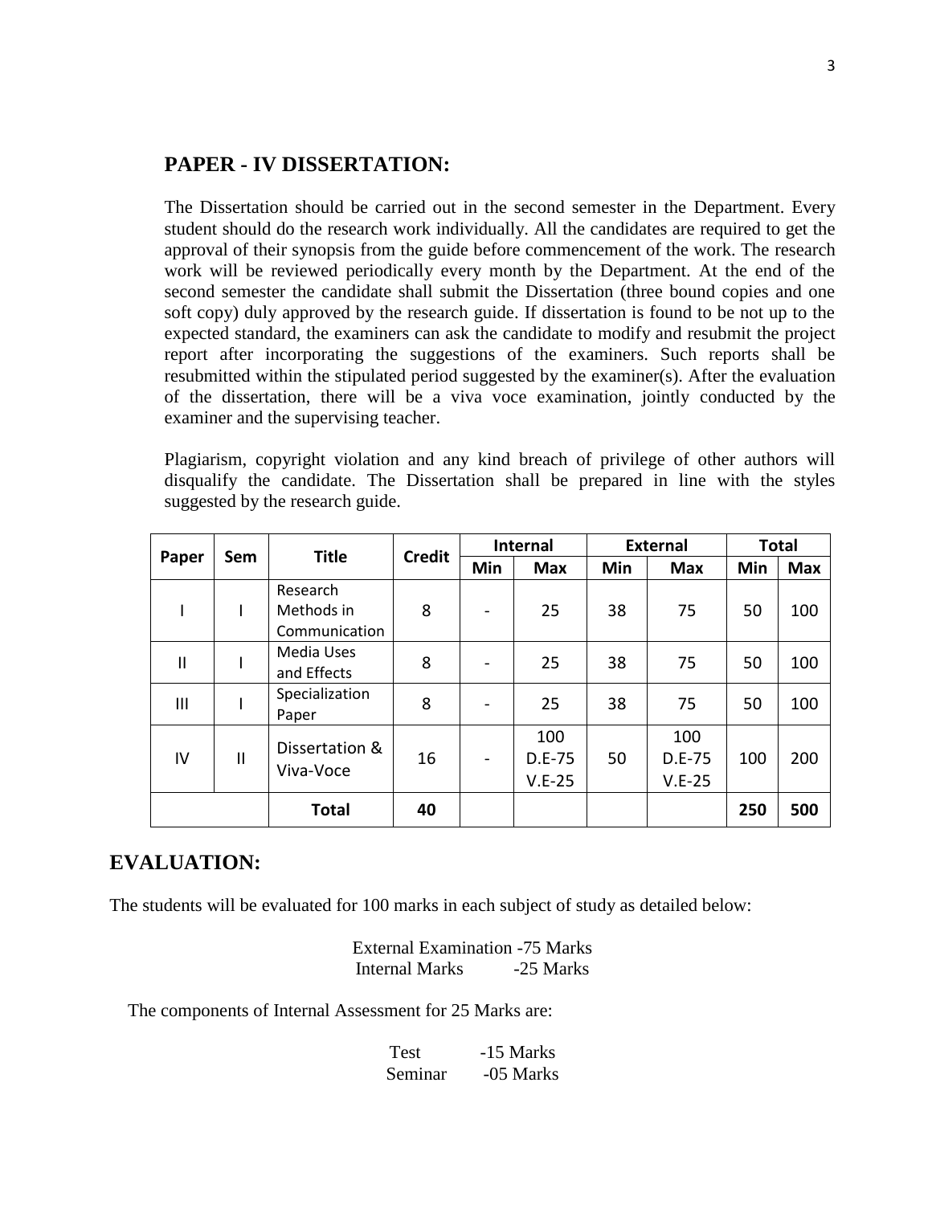## PAPER - IV DISSERTATION:

The Dissertation should be carried out in the second semester in the Department. Every student should do the research work individually. All the candidates are required to get the approval of their synopsis from the guide before commencement of the work. The research work will be reviewed periodically every month by the Department. At the end of the second semester the candidate shall submit the Dissertation (three bound copies and one soft copy) duly approved by the research guide. If dissertation is found to be not up to the expected standard, the examiners can ask the candidate to modify and resubmit the project report after incorporating the suggestions of the examiners. Such reports shall be resubmitted within the stipulated period suggested by the examiner(s). After the evaluation of the dissertation, there will be a viva voce examination, jointly conducted by the examiner and the supervising teacher.

Plagiarism, copyright violation and any kind breach of privilege of other authors will disqualify the candidate. The Dissertation shall be prepared in line with the styles suggested by the research guide.

| Paper | Sem | Title | Credit | Internal | | External | | Total | |
|---|---|---|---|---|---|---|---|---|---|
| | | | | Min | Max | Min | Max | Min | Max |
| I | I | Research Methods in Communication | 8 | - | 25 | 38 | 75 | 50 | 100 |
| II | I | Media Uses and Effects | 8 | - | 25 | 38 | 75 | 50 | 100 |
| III | I | Specialization Paper | 8 | - | 25 | 38 | 75 | 50 | 100 |
| IV | II | Dissertation & Viva-Voce | 16 | - | 100 D.E-75 V.E-25 | 50 | 100 D.E-75 V.E-25 | 100 | 200 |
| | | **Total** | **40** | | | | | **250** | **500** |

## EVALUATION:

The students will be evaluated for 100 marks in each subject of study as detailed below:

External Examination -75 Marks
Internal Marks -25 Marks

The components of Internal Assessment for 25 Marks are:

Test -15 Marks
Seminar -05 Marks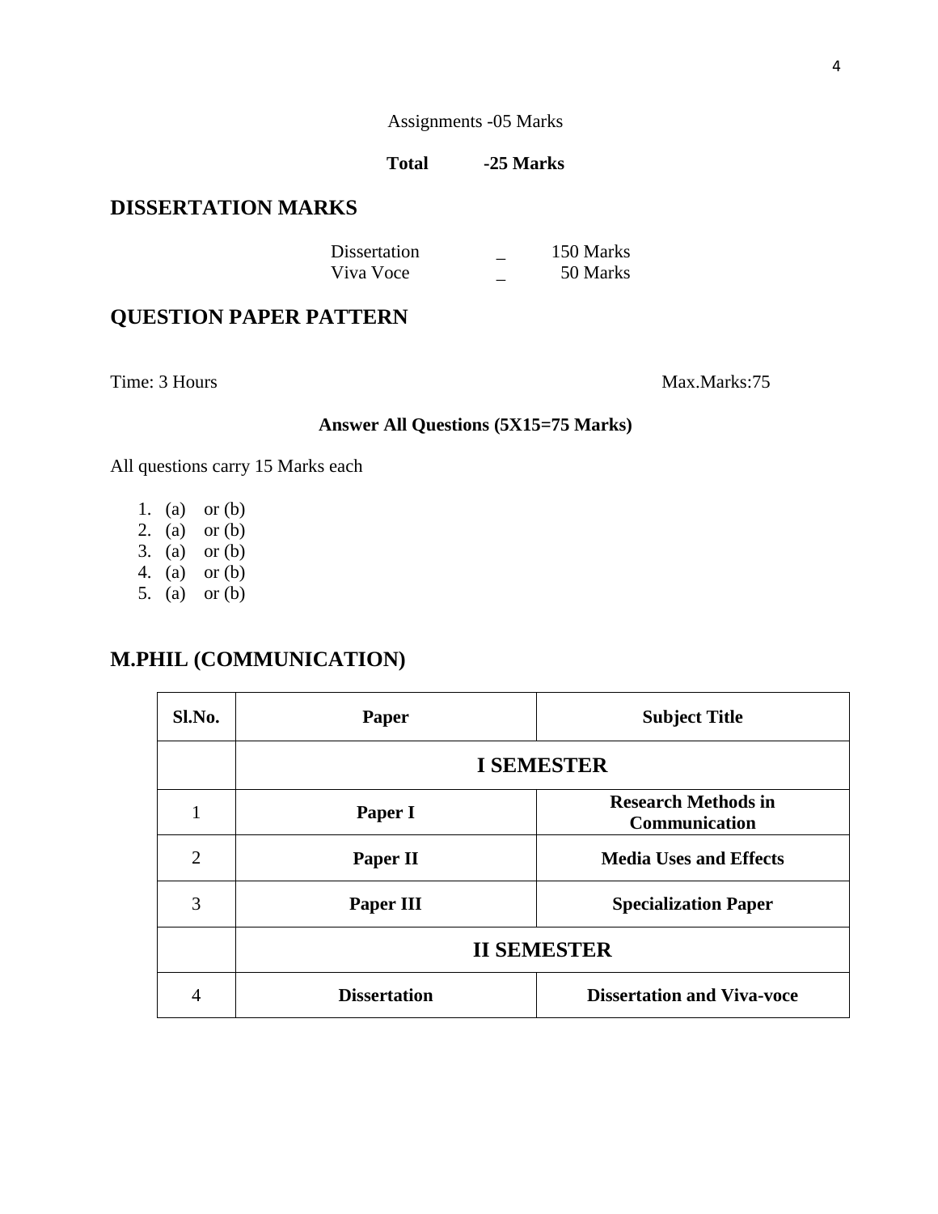Assignments -05 Marks

**Total -25 Marks**

## DISSERTATION MARKS

Dissertation _ 150 Marks
Viva Voce _ 50 Marks

## QUESTION PAPER PATTERN

Time: 3 Hours Max.Marks:75

**Answer All Questions (5X15=75 Marks)**

All questions carry 15 Marks each

1. (a) or (b)
2. (a) or (b)
3. (a) or (b)
4. (a) or (b)
5. (a) or (b)

## M.PHIL (COMMUNICATION)

| Sl.No. | Paper | Subject Title |
|---|---|---|
| | **I SEMESTER** | |
| 1 | **Paper I** | **Research Methods in Communication** |
| 2 | **Paper II** | **Media Uses and Effects** |
| 3 | **Paper III** | **Specialization Paper** |
| | **II SEMESTER** | |
| 4 | **Dissertation** | **Dissertation and Viva-voce** |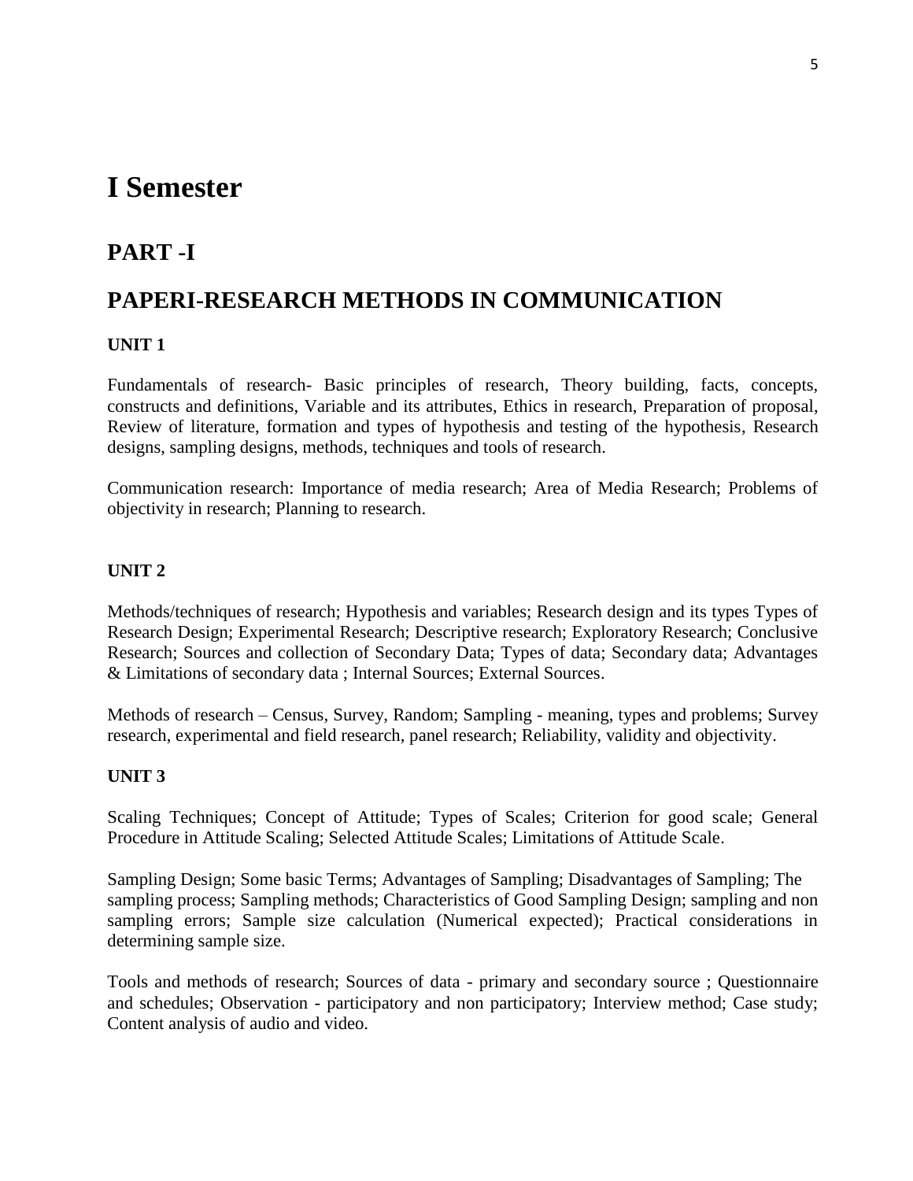# I Semester

## PART -I

## PAPERI-RESEARCH METHODS IN COMMUNICATION

**UNIT 1**

Fundamentals of research- Basic principles of research, Theory building, facts, concepts, constructs and definitions, Variable and its attributes, Ethics in research, Preparation of proposal, Review of literature, formation and types of hypothesis and testing of the hypothesis, Research designs, sampling designs, methods, techniques and tools of research.

Communication research: Importance of media research; Area of Media Research; Problems of objectivity in research; Planning to research.

**UNIT 2**

Methods/techniques of research; Hypothesis and variables; Research design and its types Types of Research Design; Experimental Research; Descriptive research; Exploratory Research; Conclusive Research; Sources and collection of Secondary Data; Types of data; Secondary data; Advantages & Limitations of secondary data ; Internal Sources; External Sources.

Methods of research – Census, Survey, Random; Sampling - meaning, types and problems; Survey research, experimental and field research, panel research; Reliability, validity and objectivity.

**UNIT 3**

Scaling Techniques; Concept of Attitude; Types of Scales; Criterion for good scale; General Procedure in Attitude Scaling; Selected Attitude Scales; Limitations of Attitude Scale.

Sampling Design; Some basic Terms; Advantages of Sampling; Disadvantages of Sampling; The sampling process; Sampling methods; Characteristics of Good Sampling Design; sampling and non sampling errors; Sample size calculation (Numerical expected); Practical considerations in determining sample size.

Tools and methods of research; Sources of data - primary and secondary source ; Questionnaire and schedules; Observation - participatory and non participatory; Interview method; Case study; Content analysis of audio and video.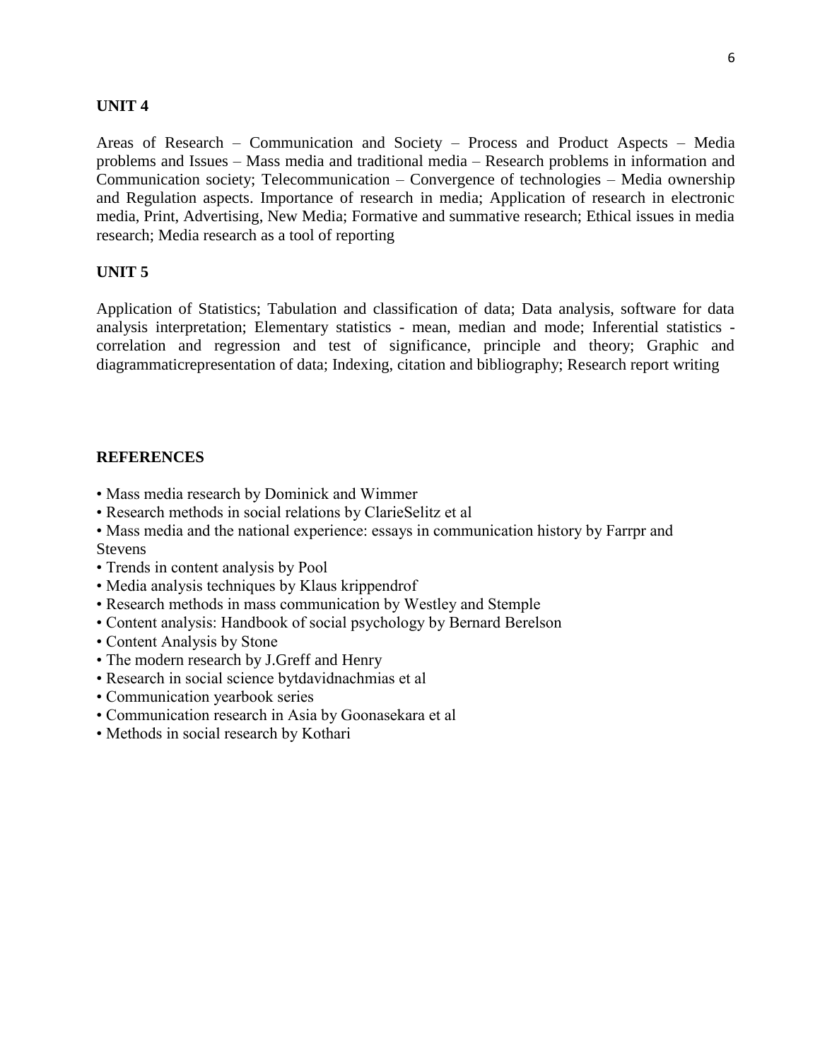**UNIT 4**

Areas of Research – Communication and Society – Process and Product Aspects – Media problems and Issues – Mass media and traditional media – Research problems in information and Communication society; Telecommunication – Convergence of technologies – Media ownership and Regulation aspects. Importance of research in media; Application of research in electronic media, Print, Advertising, New Media; Formative and summative research; Ethical issues in media research; Media research as a tool of reporting

**UNIT 5**

Application of Statistics; Tabulation and classification of data; Data analysis, software for data analysis interpretation; Elementary statistics - mean, median and mode; Inferential statistics - correlation and regression and test of significance, principle and theory; Graphic and diagrammaticrepresentation of data; Indexing, citation and bibliography; Research report writing

**REFERENCES**

- Mass media research by Dominick and Wimmer
- Research methods in social relations by ClarieSelitz et al
- Mass media and the national experience: essays in communication history by Farrpr and Stevens
- Trends in content analysis by Pool
- Media analysis techniques by Klaus krippendrof
- Research methods in mass communication by Westley and Stemple
- Content analysis: Handbook of social psychology by Bernard Berelson
- Content Analysis by Stone
- The modern research by J.Greff and Henry
- Research in social science bytdavidnachmias et al
- Communication yearbook series
- Communication research in Asia by Goonasekara et al
- Methods in social research by Kothari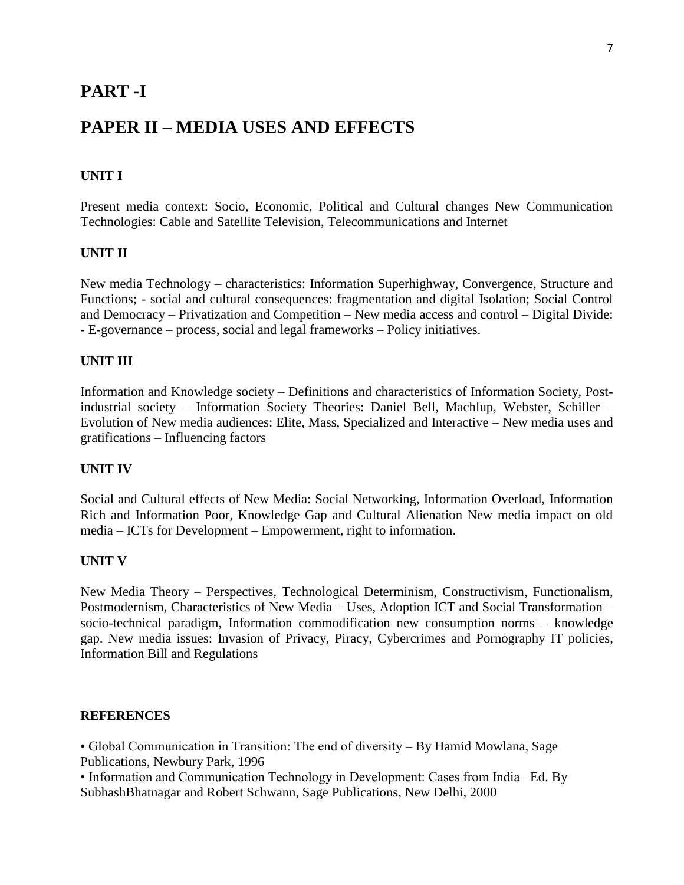# PART -I

# PAPER II – MEDIA USES AND EFFECTS

### UNIT I

Present media context: Socio, Economic, Political and Cultural changes New Communication Technologies: Cable and Satellite Television, Telecommunications and Internet

### UNIT II

New media Technology – characteristics: Information Superhighway, Convergence, Structure and Functions; - social and cultural consequences: fragmentation and digital Isolation; Social Control and Democracy – Privatization and Competition – New media access and control – Digital Divide: - E-governance – process, social and legal frameworks – Policy initiatives.

### UNIT III

Information and Knowledge society – Definitions and characteristics of Information Society, Post-industrial society – Information Society Theories: Daniel Bell, Machlup, Webster, Schiller – Evolution of New media audiences: Elite, Mass, Specialized and Interactive – New media uses and gratifications – Influencing factors

### UNIT IV

Social and Cultural effects of New Media: Social Networking, Information Overload, Information Rich and Information Poor, Knowledge Gap and Cultural Alienation New media impact on old media – ICTs for Development – Empowerment, right to information.

### UNIT V

New Media Theory – Perspectives, Technological Determinism, Constructivism, Functionalism, Postmodernism, Characteristics of New Media – Uses, Adoption ICT and Social Transformation – socio-technical paradigm, Information commodification new consumption norms – knowledge gap. New media issues: Invasion of Privacy, Piracy, Cybercrimes and Pornography IT policies, Information Bill and Regulations

### REFERENCES

- Global Communication in Transition: The end of diversity – By Hamid Mowlana, Sage Publications, Newbury Park, 1996
- Information and Communication Technology in Development: Cases from India –Ed. By SubhashBhatnagar and Robert Schwann, Sage Publications, New Delhi, 2000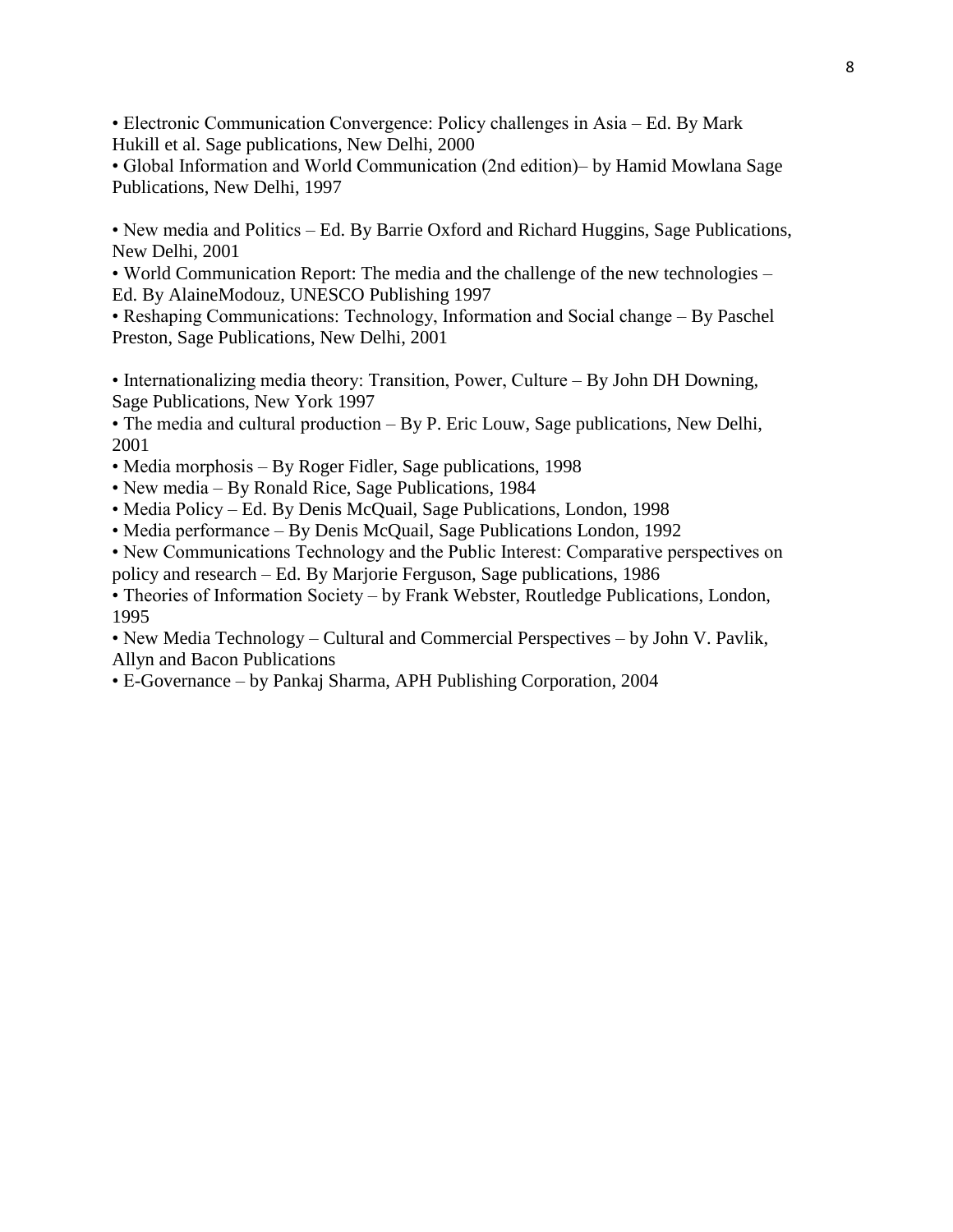- Electronic Communication Convergence: Policy challenges in Asia – Ed. By Mark Hukill et al. Sage publications, New Delhi, 2000
- Global Information and World Communication (2nd edition)– by Hamid Mowlana Sage Publications, New Delhi, 1997

- New media and Politics – Ed. By Barrie Oxford and Richard Huggins, Sage Publications, New Delhi, 2001
- World Communication Report: The media and the challenge of the new technologies – Ed. By AlaineModouz, UNESCO Publishing 1997
- Reshaping Communications: Technology, Information and Social change – By Paschel Preston, Sage Publications, New Delhi, 2001

- Internationalizing media theory: Transition, Power, Culture – By John DH Downing, Sage Publications, New York 1997
- The media and cultural production – By P. Eric Louw, Sage publications, New Delhi, 2001
- Media morphosis – By Roger Fidler, Sage publications, 1998
- New media – By Ronald Rice, Sage Publications, 1984
- Media Policy – Ed. By Denis McQuail, Sage Publications, London, 1998
- Media performance – By Denis McQuail, Sage Publications London, 1992
- New Communications Technology and the Public Interest: Comparative perspectives on policy and research – Ed. By Marjorie Ferguson, Sage publications, 1986
- Theories of Information Society – by Frank Webster, Routledge Publications, London, 1995
- New Media Technology – Cultural and Commercial Perspectives – by John V. Pavlik, Allyn and Bacon Publications
- E-Governance – by Pankaj Sharma, APH Publishing Corporation, 2004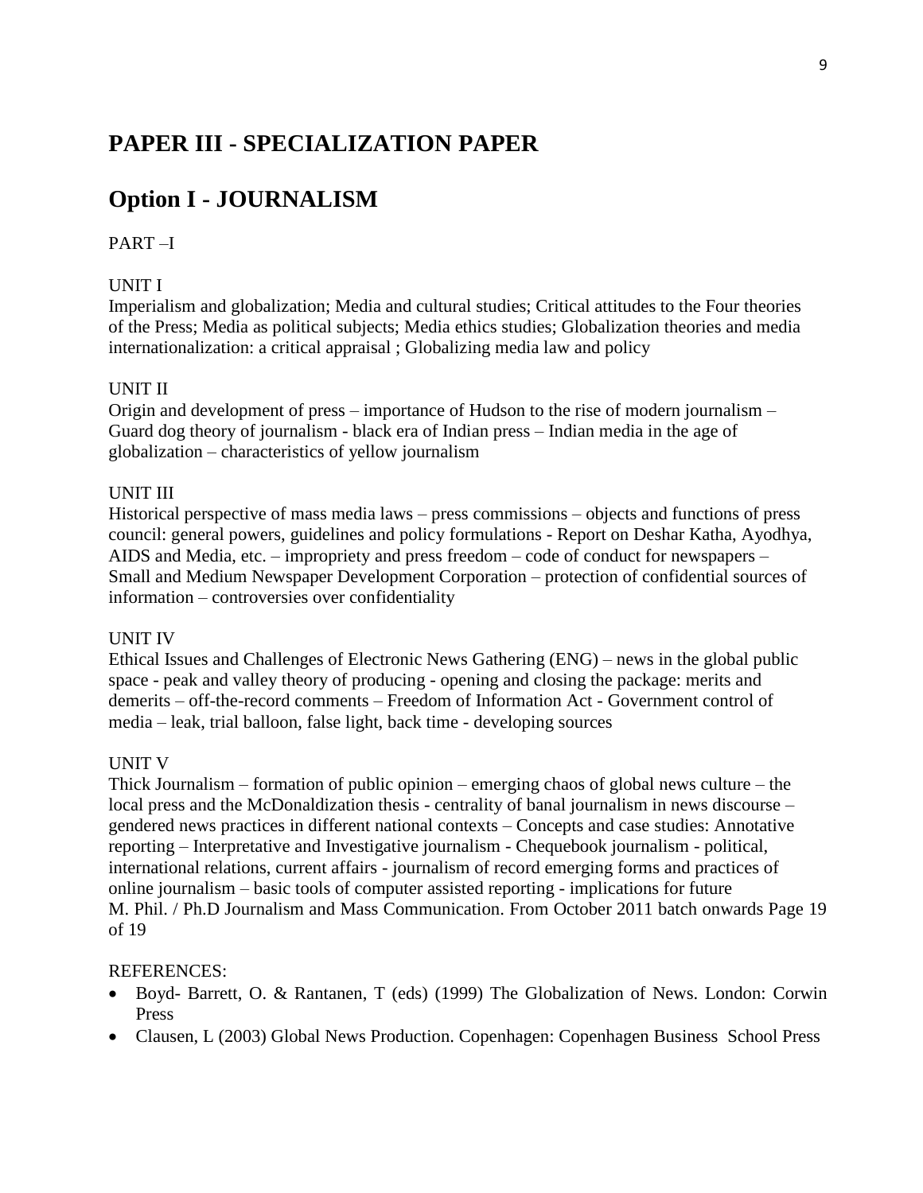## PAPER III - SPECIALIZATION PAPER

## Option I - JOURNALISM

PART –I

UNIT I

Imperialism and globalization; Media and cultural studies; Critical attitudes to the Four theories of the Press; Media as political subjects; Media ethics studies; Globalization theories and media internationalization: a critical appraisal ; Globalizing media law and policy

UNIT II

Origin and development of press – importance of Hudson to the rise of modern journalism – Guard dog theory of journalism - black era of Indian press – Indian media in the age of globalization – characteristics of yellow journalism

UNIT III

Historical perspective of mass media laws – press commissions – objects and functions of press council: general powers, guidelines and policy formulations - Report on Deshar Katha, Ayodhya, AIDS and Media, etc. – impropriety and press freedom – code of conduct for newspapers – Small and Medium Newspaper Development Corporation – protection of confidential sources of information – controversies over confidentiality

UNIT IV

Ethical Issues and Challenges of Electronic News Gathering (ENG) – news in the global public space - peak and valley theory of producing - opening and closing the package: merits and demerits – off-the-record comments – Freedom of Information Act - Government control of media – leak, trial balloon, false light, back time - developing sources

UNIT V

Thick Journalism – formation of public opinion – emerging chaos of global news culture – the local press and the McDonaldization thesis - centrality of banal journalism in news discourse – gendered news practices in different national contexts – Concepts and case studies: Annotative reporting – Interpretative and Investigative journalism - Chequebook journalism - political, international relations, current affairs - journalism of record emerging forms and practices of online journalism – basic tools of computer assisted reporting - implications for future
M. Phil. / Ph.D Journalism and Mass Communication. From October 2011 batch onwards Page 19 of 19

REFERENCES:

- Boyd- Barrett, O. & Rantanen, T (eds) (1999) The Globalization of News. London: Corwin Press
- Clausen, L (2003) Global News Production. Copenhagen: Copenhagen Business School Press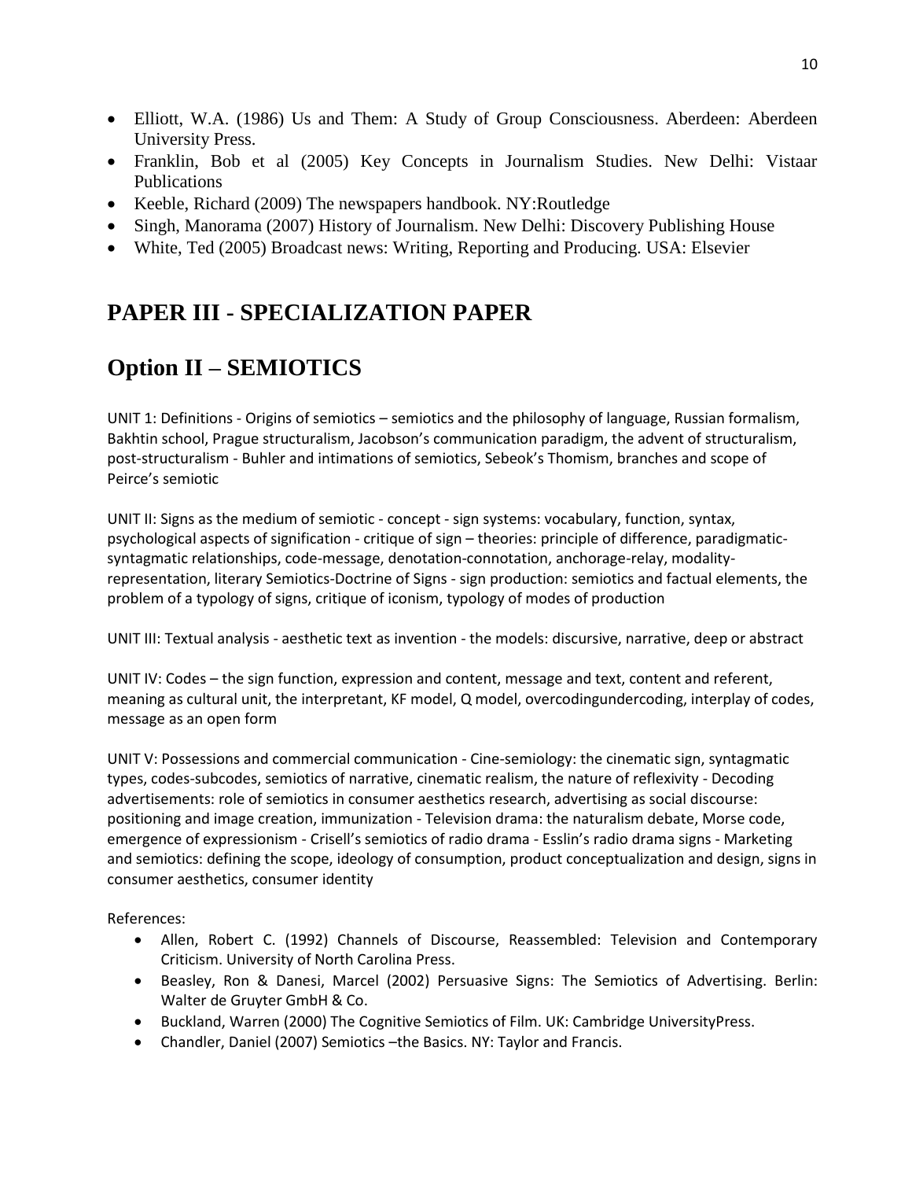- Elliott, W.A. (1986) Us and Them: A Study of Group Consciousness. Aberdeen: Aberdeen University Press.
- Franklin, Bob et al (2005) Key Concepts in Journalism Studies. New Delhi: Vistaar Publications
- Keeble, Richard (2009) The newspapers handbook. NY:Routledge
- Singh, Manorama (2007) History of Journalism. New Delhi: Discovery Publishing House
- White, Ted (2005) Broadcast news: Writing, Reporting and Producing. USA: Elsevier

## PAPER III - SPECIALIZATION PAPER

## Option II – SEMIOTICS

UNIT 1: Definitions - Origins of semiotics – semiotics and the philosophy of language, Russian formalism, Bakhtin school, Prague structuralism, Jacobson's communication paradigm, the advent of structuralism, post-structuralism - Buhler and intimations of semiotics, Sebeok's Thomism, branches and scope of Peirce's semiotic

UNIT II: Signs as the medium of semiotic - concept - sign systems: vocabulary, function, syntax, psychological aspects of signification - critique of sign – theories: principle of difference, paradigmatic-syntagmatic relationships, code-message, denotation-connotation, anchorage-relay, modality-representation, literary Semiotics-Doctrine of Signs - sign production: semiotics and factual elements, the problem of a typology of signs, critique of iconism, typology of modes of production

UNIT III: Textual analysis - aesthetic text as invention - the models: discursive, narrative, deep or abstract

UNIT IV: Codes – the sign function, expression and content, message and text, content and referent, meaning as cultural unit, the interpretant, KF model, Q model, overcodingundercoding, interplay of codes, message as an open form

UNIT V: Possessions and commercial communication - Cine-semiology: the cinematic sign, syntagmatic types, codes-subcodes, semiotics of narrative, cinematic realism, the nature of reflexivity - Decoding advertisements: role of semiotics in consumer aesthetics research, advertising as social discourse: positioning and image creation, immunization - Television drama: the naturalism debate, Morse code, emergence of expressionism - Crisell's semiotics of radio drama - Esslin's radio drama signs - Marketing and semiotics: defining the scope, ideology of consumption, product conceptualization and design, signs in consumer aesthetics, consumer identity

References:

- Allen, Robert C. (1992) Channels of Discourse, Reassembled: Television and Contemporary Criticism. University of North Carolina Press.
- Beasley, Ron & Danesi, Marcel (2002) Persuasive Signs: The Semiotics of Advertising. Berlin: Walter de Gruyter GmbH & Co.
- Buckland, Warren (2000) The Cognitive Semiotics of Film. UK: Cambridge UniversityPress.
- Chandler, Daniel (2007) Semiotics –the Basics. NY: Taylor and Francis.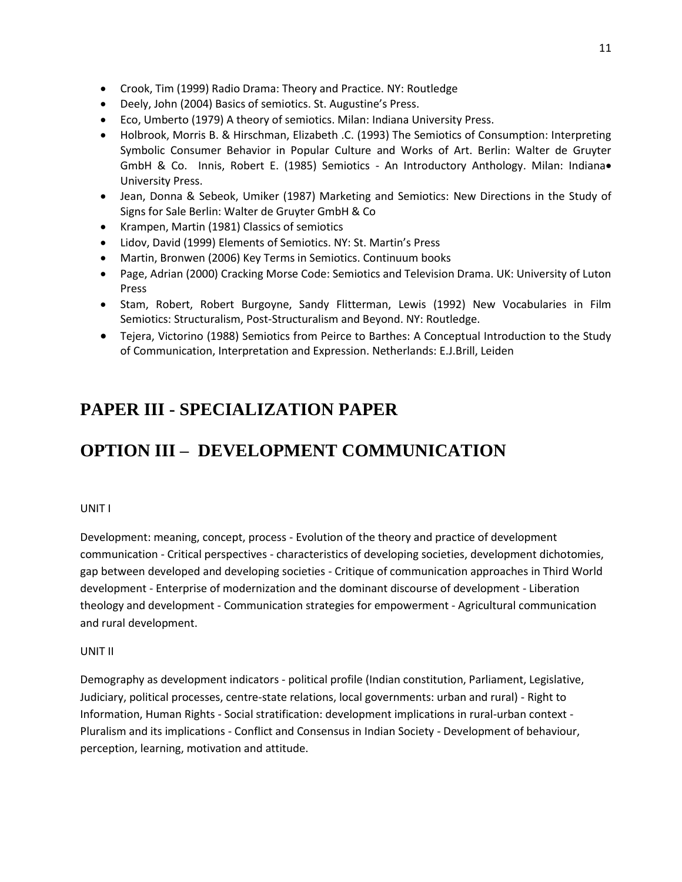- Crook, Tim (1999) Radio Drama: Theory and Practice. NY: Routledge
- Deely, John (2004) Basics of semiotics. St. Augustine's Press.
- Eco, Umberto (1979) A theory of semiotics. Milan: Indiana University Press.
- Holbrook, Morris B. & Hirschman, Elizabeth .C. (1993) The Semiotics of Consumption: Interpreting Symbolic Consumer Behavior in Popular Culture and Works of Art. Berlin: Walter de Gruyter GmbH & Co. Innis, Robert E. (1985) Semiotics - An Introductory Anthology. Milan: Indiana University Press.
- Jean, Donna & Sebeok, Umiker (1987) Marketing and Semiotics: New Directions in the Study of Signs for Sale Berlin: Walter de Gruyter GmbH & Co
- Krampen, Martin (1981) Classics of semiotics
- Lidov, David (1999) Elements of Semiotics. NY: St. Martin's Press
- Martin, Bronwen (2006) Key Terms in Semiotics. Continuum books
- Page, Adrian (2000) Cracking Morse Code: Semiotics and Television Drama. UK: University of Luton Press
- Stam, Robert, Robert Burgoyne, Sandy Flitterman, Lewis (1992) New Vocabularies in Film Semiotics: Structuralism, Post-Structuralism and Beyond. NY: Routledge.
- Tejera, Victorino (1988) Semiotics from Peirce to Barthes: A Conceptual Introduction to the Study of Communication, Interpretation and Expression. Netherlands: E.J.Brill, Leiden

# PAPER III - SPECIALIZATION PAPER

# OPTION III – DEVELOPMENT COMMUNICATION

UNIT I

Development: meaning, concept, process - Evolution of the theory and practice of development communication - Critical perspectives - characteristics of developing societies, development dichotomies, gap between developed and developing societies - Critique of communication approaches in Third World development - Enterprise of modernization and the dominant discourse of development - Liberation theology and development - Communication strategies for empowerment - Agricultural communication and rural development.

UNIT II

Demography as development indicators - political profile (Indian constitution, Parliament, Legislative, Judiciary, political processes, centre-state relations, local governments: urban and rural) - Right to Information, Human Rights - Social stratification: development implications in rural-urban context - Pluralism and its implications - Conflict and Consensus in Indian Society - Development of behaviour, perception, learning, motivation and attitude.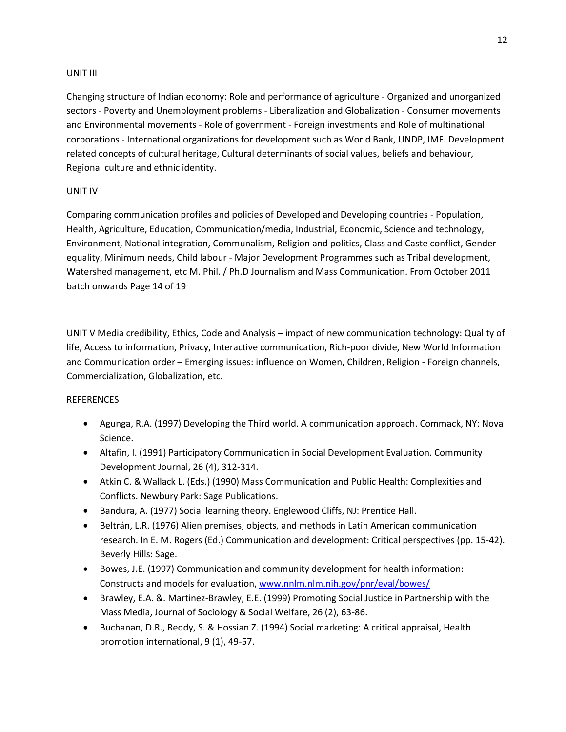UNIT III

Changing structure of Indian economy: Role and performance of agriculture - Organized and unorganized sectors - Poverty and Unemployment problems - Liberalization and Globalization - Consumer movements and Environmental movements - Role of government - Foreign investments and Role of multinational corporations - International organizations for development such as World Bank, UNDP, IMF. Development related concepts of cultural heritage, Cultural determinants of social values, beliefs and behaviour, Regional culture and ethnic identity.

UNIT IV

Comparing communication profiles and policies of Developed and Developing countries - Population, Health, Agriculture, Education, Communication/media, Industrial, Economic, Science and technology, Environment, National integration, Communalism, Religion and politics, Class and Caste conflict, Gender equality, Minimum needs, Child labour - Major Development Programmes such as Tribal development, Watershed management, etc M. Phil. / Ph.D Journalism and Mass Communication. From October 2011 batch onwards Page 14 of 19

UNIT V Media credibility, Ethics, Code and Analysis – impact of new communication technology: Quality of life, Access to information, Privacy, Interactive communication, Rich-poor divide, New World Information and Communication order – Emerging issues: influence on Women, Children, Religion - Foreign channels, Commercialization, Globalization, etc.

REFERENCES

- Agunga, R.A. (1997) Developing the Third world. A communication approach. Commack, NY: Nova Science.
- Altafin, I. (1991) Participatory Communication in Social Development Evaluation. Community Development Journal, 26 (4), 312-314.
- Atkin C. & Wallack L. (Eds.) (1990) Mass Communication and Public Health: Complexities and Conflicts. Newbury Park: Sage Publications.
- Bandura, A. (1977) Social learning theory. Englewood Cliffs, NJ: Prentice Hall.
- Beltrán, L.R. (1976) Alien premises, objects, and methods in Latin American communication research. In E. M. Rogers (Ed.) Communication and development: Critical perspectives (pp. 15-42). Beverly Hills: Sage.
- Bowes, J.E. (1997) Communication and community development for health information: Constructs and models for evaluation, www.nnlm.nlm.nih.gov/pnr/eval/bowes/
- Brawley, E.A. &. Martinez-Brawley, E.E. (1999) Promoting Social Justice in Partnership with the Mass Media, Journal of Sociology & Social Welfare, 26 (2), 63-86.
- Buchanan, D.R., Reddy, S. & Hossian Z. (1994) Social marketing: A critical appraisal, Health promotion international, 9 (1), 49-57.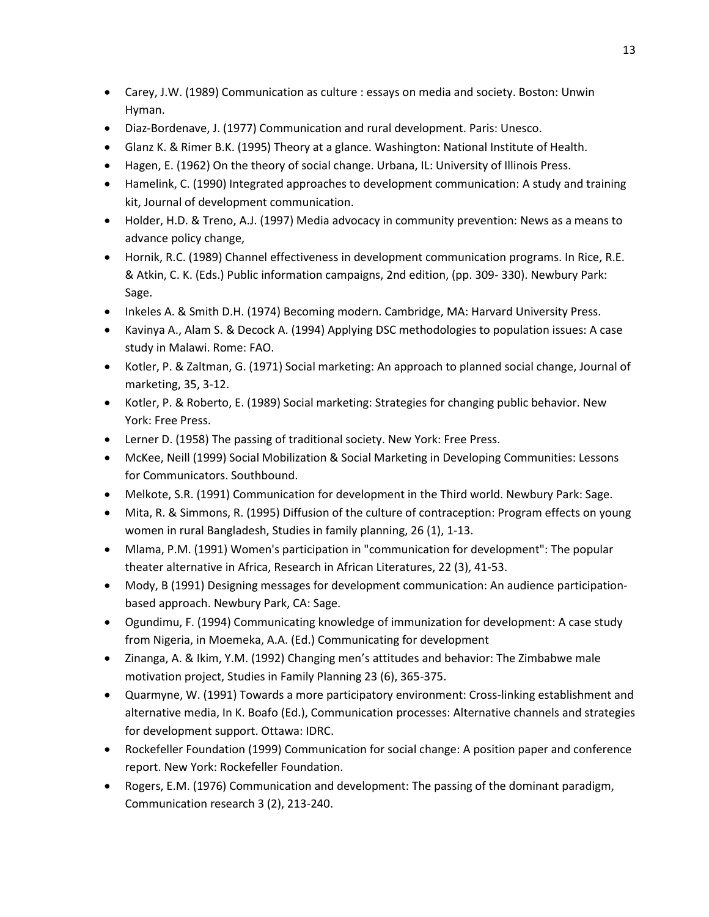- Carey, J.W. (1989) Communication as culture : essays on media and society. Boston: Unwin Hyman.
- Diaz-Bordenave, J. (1977) Communication and rural development. Paris: Unesco.
- Glanz K. & Rimer B.K. (1995) Theory at a glance. Washington: National Institute of Health.
- Hagen, E. (1962) On the theory of social change. Urbana, IL: University of Illinois Press.
- Hamelink, C. (1990) Integrated approaches to development communication: A study and training kit, Journal of development communication.
- Holder, H.D. & Treno, A.J. (1997) Media advocacy in community prevention: News as a means to advance policy change,
- Hornik, R.C. (1989) Channel effectiveness in development communication programs. In Rice, R.E. & Atkin, C. K. (Eds.) Public information campaigns, 2nd edition, (pp. 309- 330). Newbury Park: Sage.
- Inkeles A. & Smith D.H. (1974) Becoming modern. Cambridge, MA: Harvard University Press.
- Kavinya A., Alam S. & Decock A. (1994) Applying DSC methodologies to population issues: A case study in Malawi. Rome: FAO.
- Kotler, P. & Zaltman, G. (1971) Social marketing: An approach to planned social change, Journal of marketing, 35, 3-12.
- Kotler, P. & Roberto, E. (1989) Social marketing: Strategies for changing public behavior. New York: Free Press.
- Lerner D. (1958) The passing of traditional society. New York: Free Press.
- McKee, Neill (1999) Social Mobilization & Social Marketing in Developing Communities: Lessons for Communicators. Southbound.
- Melkote, S.R. (1991) Communication for development in the Third world. Newbury Park: Sage.
- Mita, R. & Simmons, R. (1995) Diffusion of the culture of contraception: Program effects on young women in rural Bangladesh, Studies in family planning, 26 (1), 1-13.
- Mlama, P.M. (1991) Women's participation in "communication for development": The popular theater alternative in Africa, Research in African Literatures, 22 (3), 41-53.
- Mody, B (1991) Designing messages for development communication: An audience participation-based approach. Newbury Park, CA: Sage.
- Ogundimu, F. (1994) Communicating knowledge of immunization for development: A case study from Nigeria, in Moemeka, A.A. (Ed.) Communicating for development
- Zinanga, A. & Ikim, Y.M. (1992) Changing men's attitudes and behavior: The Zimbabwe male motivation project, Studies in Family Planning 23 (6), 365-375.
- Quarmyne, W. (1991) Towards a more participatory environment: Cross-linking establishment and alternative media, In K. Boafo (Ed.), Communication processes: Alternative channels and strategies for development support. Ottawa: IDRC.
- Rockefeller Foundation (1999) Communication for social change: A position paper and conference report. New York: Rockefeller Foundation.
- Rogers, E.M. (1976) Communication and development: The passing of the dominant paradigm, Communication research 3 (2), 213-240.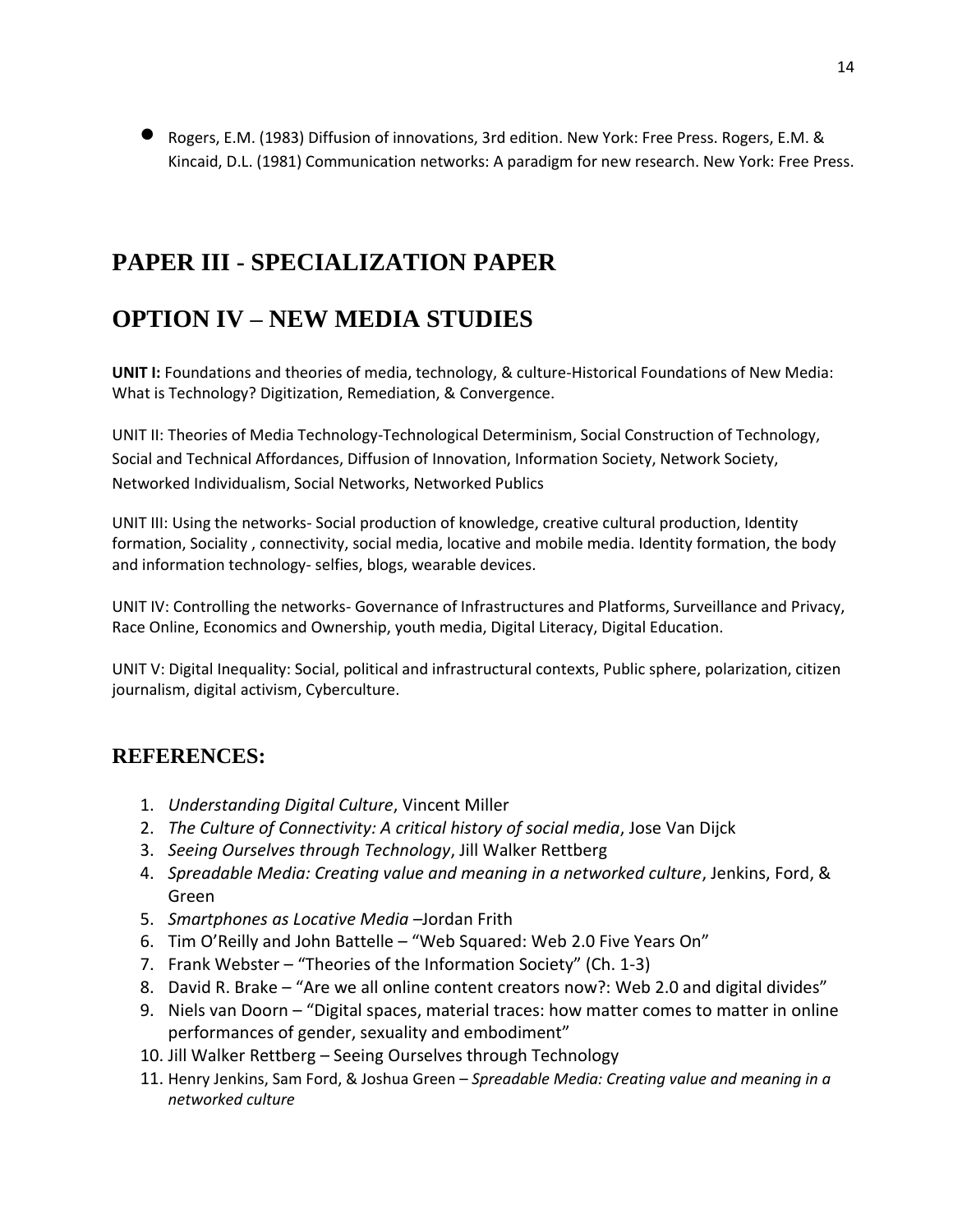- Rogers, E.M. (1983) Diffusion of innovations, 3rd edition. New York: Free Press. Rogers, E.M. & Kincaid, D.L. (1981) Communication networks: A paradigm for new research. New York: Free Press.

# PAPER III - SPECIALIZATION PAPER

# OPTION IV – NEW MEDIA STUDIES

**UNIT I:** Foundations and theories of media, technology, & culture-Historical Foundations of New Media: What is Technology? Digitization, Remediation, & Convergence.

UNIT II: Theories of Media Technology-Technological Determinism, Social Construction of Technology, Social and Technical Affordances, Diffusion of Innovation, Information Society, Network Society, Networked Individualism, Social Networks, Networked Publics

UNIT III: Using the networks- Social production of knowledge, creative cultural production, Identity formation, Sociality , connectivity, social media, locative and mobile media. Identity formation, the body and information technology- selfies, blogs, wearable devices.

UNIT IV: Controlling the networks- Governance of Infrastructures and Platforms, Surveillance and Privacy, Race Online, Economics and Ownership, youth media, Digital Literacy, Digital Education.

UNIT V: Digital Inequality: Social, political and infrastructural contexts, Public sphere, polarization, citizen journalism, digital activism, Cyberculture.

## REFERENCES:

1. *Understanding Digital Culture*, Vincent Miller
2. *The Culture of Connectivity: A critical history of social media*, Jose Van Dijck
3. *Seeing Ourselves through Technology*, Jill Walker Rettberg
4. *Spreadable Media: Creating value and meaning in a networked culture*, Jenkins, Ford, & Green
5. *Smartphones as Locative Media* –Jordan Frith
6. Tim O'Reilly and John Battelle – "Web Squared: Web 2.0 Five Years On"
7. Frank Webster – "Theories of the Information Society" (Ch. 1-3)
8. David R. Brake – "Are we all online content creators now?: Web 2.0 and digital divides"
9. Niels van Doorn – "Digital spaces, material traces: how matter comes to matter in online performances of gender, sexuality and embodiment"
10. Jill Walker Rettberg – Seeing Ourselves through Technology
11. Henry Jenkins, Sam Ford, & Joshua Green – *Spreadable Media: Creating value and meaning in a networked culture*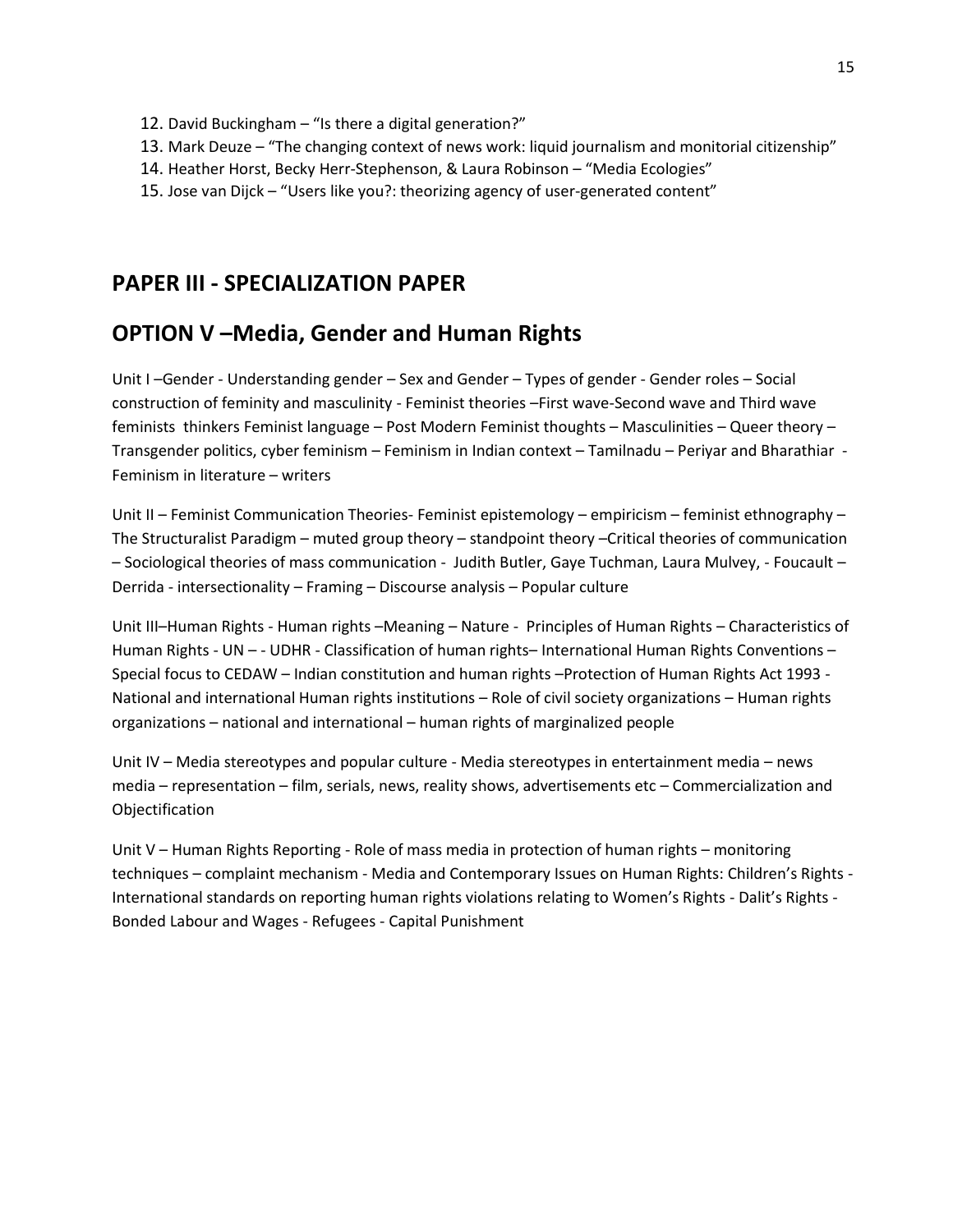12. David Buckingham – "Is there a digital generation?"
13. Mark Deuze – "The changing context of news work: liquid journalism and monitorial citizenship"
14. Heather Horst, Becky Herr-Stephenson, & Laura Robinson – "Media Ecologies"
15. Jose van Dijck – "Users like you?: theorizing agency of user-generated content"

## PAPER III - SPECIALIZATION PAPER

## OPTION V –Media, Gender and Human Rights

Unit I –Gender - Understanding gender – Sex and Gender – Types of gender - Gender roles – Social construction of feminity and masculinity - Feminist theories –First wave-Second wave and Third wave feminists thinkers Feminist language – Post Modern Feminist thoughts – Masculinities – Queer theory – Transgender politics, cyber feminism – Feminism in Indian context – Tamilnadu – Periyar and Bharathiar - Feminism in literature – writers

Unit II – Feminist Communication Theories- Feminist epistemology – empiricism – feminist ethnography – The Structuralist Paradigm – muted group theory – standpoint theory –Critical theories of communication – Sociological theories of mass communication - Judith Butler, Gaye Tuchman, Laura Mulvey, - Foucault – Derrida - intersectionality – Framing – Discourse analysis – Popular culture

Unit III–Human Rights - Human rights –Meaning – Nature - Principles of Human Rights – Characteristics of Human Rights - UN – - UDHR - Classification of human rights– International Human Rights Conventions – Special focus to CEDAW – Indian constitution and human rights –Protection of Human Rights Act 1993 - National and international Human rights institutions – Role of civil society organizations – Human rights organizations – national and international – human rights of marginalized people

Unit IV – Media stereotypes and popular culture - Media stereotypes in entertainment media – news media – representation – film, serials, news, reality shows, advertisements etc – Commercialization and Objectification

Unit V – Human Rights Reporting - Role of mass media in protection of human rights – monitoring techniques – complaint mechanism - Media and Contemporary Issues on Human Rights: Children's Rights - International standards on reporting human rights violations relating to Women's Rights - Dalit's Rights - Bonded Labour and Wages - Refugees - Capital Punishment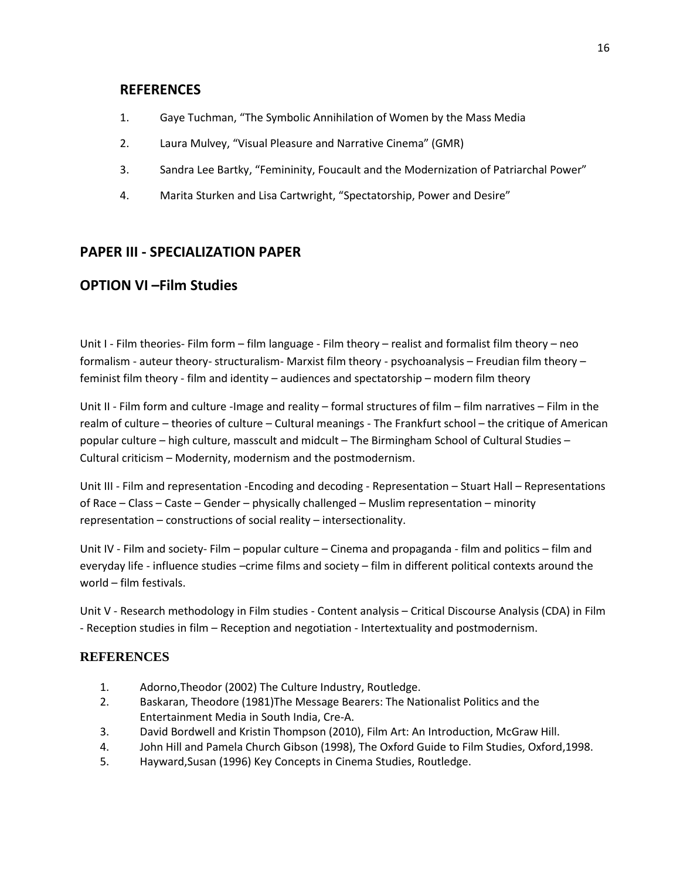## REFERENCES

1. Gaye Tuchman, “The Symbolic Annihilation of Women by the Mass Media
2. Laura Mulvey, “Visual Pleasure and Narrative Cinema” (GMR)
3. Sandra Lee Bartky, “Femininity, Foucault and the Modernization of Patriarchal Power”
4. Marita Sturken and Lisa Cartwright, “Spectatorship, Power and Desire”

## PAPER III - SPECIALIZATION PAPER

## OPTION VI –Film Studies

Unit I - Film theories- Film form – film language - Film theory – realist and formalist film theory – neo formalism - auteur theory- structuralism- Marxist film theory - psychoanalysis – Freudian film theory – feminist film theory - film and identity – audiences and spectatorship – modern film theory

Unit II - Film form and culture -Image and reality – formal structures of film – film narratives – Film in the realm of culture – theories of culture – Cultural meanings - The Frankfurt school – the critique of American popular culture – high culture, masscult and midcult – The Birmingham School of Cultural Studies – Cultural criticism – Modernity, modernism and the postmodernism.

Unit III - Film and representation -Encoding and decoding - Representation – Stuart Hall – Representations of Race – Class – Caste – Gender – physically challenged – Muslim representation – minority representation – constructions of social reality – intersectionality.

Unit IV - Film and society- Film – popular culture – Cinema and propaganda - film and politics – film and everyday life - influence studies –crime films and society – film in different political contexts around the world – film festivals.

Unit V - Research methodology in Film studies - Content analysis – Critical Discourse Analysis (CDA) in Film - Reception studies in film – Reception and negotiation - Intertextuality and postmodernism.

## REFERENCES

1. Adorno,Theodor (2002) The Culture Industry, Routledge.
2. Baskaran, Theodore (1981)The Message Bearers: The Nationalist Politics and the Entertainment Media in South India, Cre-A.
3. David Bordwell and Kristin Thompson (2010), Film Art: An Introduction, McGraw Hill.
4. John Hill and Pamela Church Gibson (1998), The Oxford Guide to Film Studies, Oxford,1998.
5. Hayward,Susan (1996) Key Concepts in Cinema Studies, Routledge.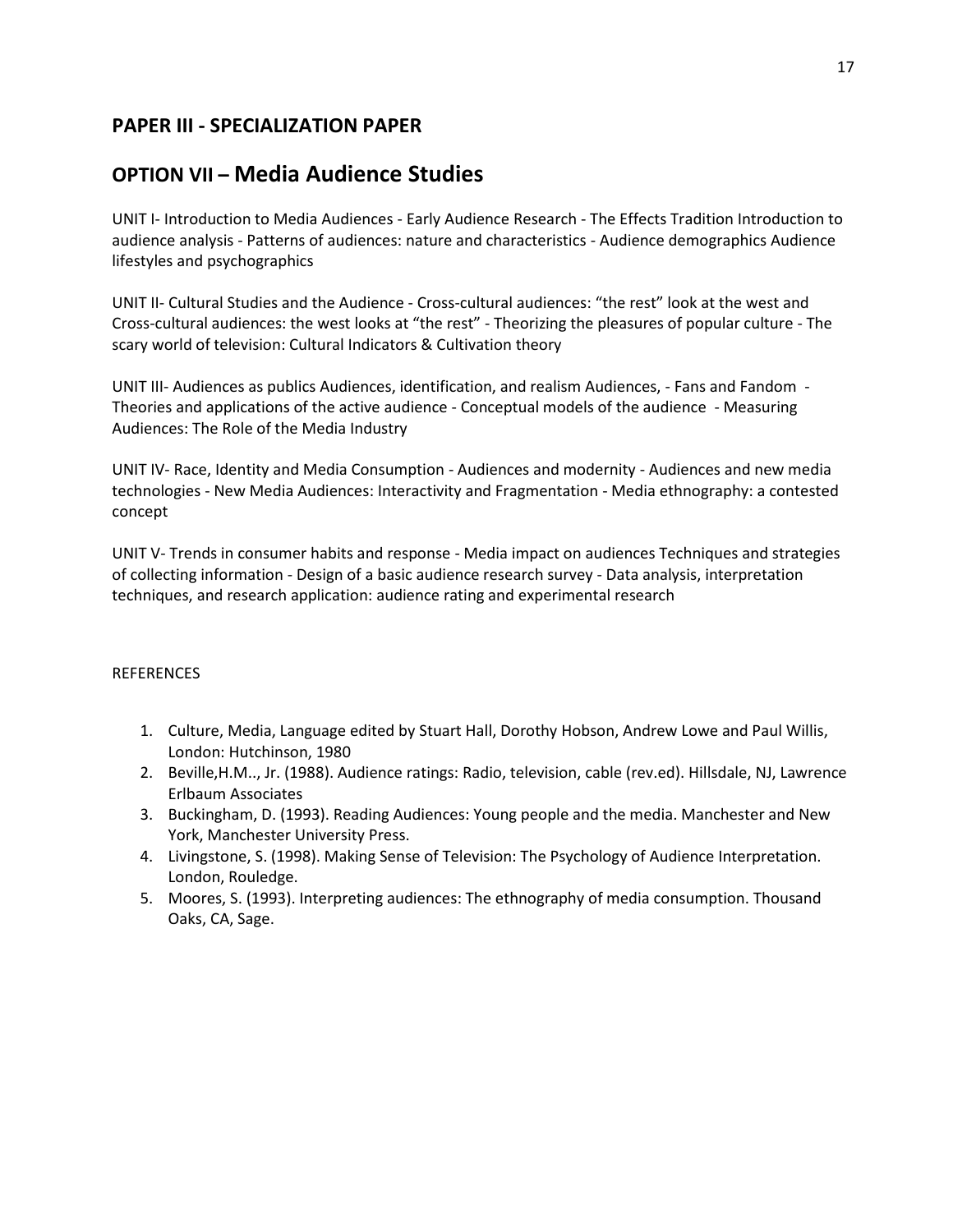## PAPER III - SPECIALIZATION PAPER

## OPTION VII – Media Audience Studies

UNIT I- Introduction to Media Audiences - Early Audience Research - The Effects Tradition Introduction to audience analysis - Patterns of audiences: nature and characteristics - Audience demographics Audience lifestyles and psychographics

UNIT II- Cultural Studies and the Audience - Cross-cultural audiences: "the rest" look at the west and Cross-cultural audiences: the west looks at "the rest" - Theorizing the pleasures of popular culture - The scary world of television: Cultural Indicators & Cultivation theory

UNIT III- Audiences as publics Audiences, identification, and realism Audiences, - Fans and Fandom - Theories and applications of the active audience - Conceptual models of the audience - Measuring Audiences: The Role of the Media Industry

UNIT IV- Race, Identity and Media Consumption - Audiences and modernity - Audiences and new media technologies - New Media Audiences: Interactivity and Fragmentation - Media ethnography: a contested concept

UNIT V- Trends in consumer habits and response - Media impact on audiences Techniques and strategies of collecting information - Design of a basic audience research survey - Data analysis, interpretation techniques, and research application: audience rating and experimental research

REFERENCES

1. Culture, Media, Language edited by Stuart Hall, Dorothy Hobson, Andrew Lowe and Paul Willis, London: Hutchinson, 1980
2. Beville,H.M.., Jr. (1988). Audience ratings: Radio, television, cable (rev.ed). Hillsdale, NJ, Lawrence Erlbaum Associates
3. Buckingham, D. (1993). Reading Audiences: Young people and the media. Manchester and New York, Manchester University Press.
4. Livingstone, S. (1998). Making Sense of Television: The Psychology of Audience Interpretation. London, Rouledge.
5. Moores, S. (1993). Interpreting audiences: The ethnography of media consumption. Thousand Oaks, CA, Sage.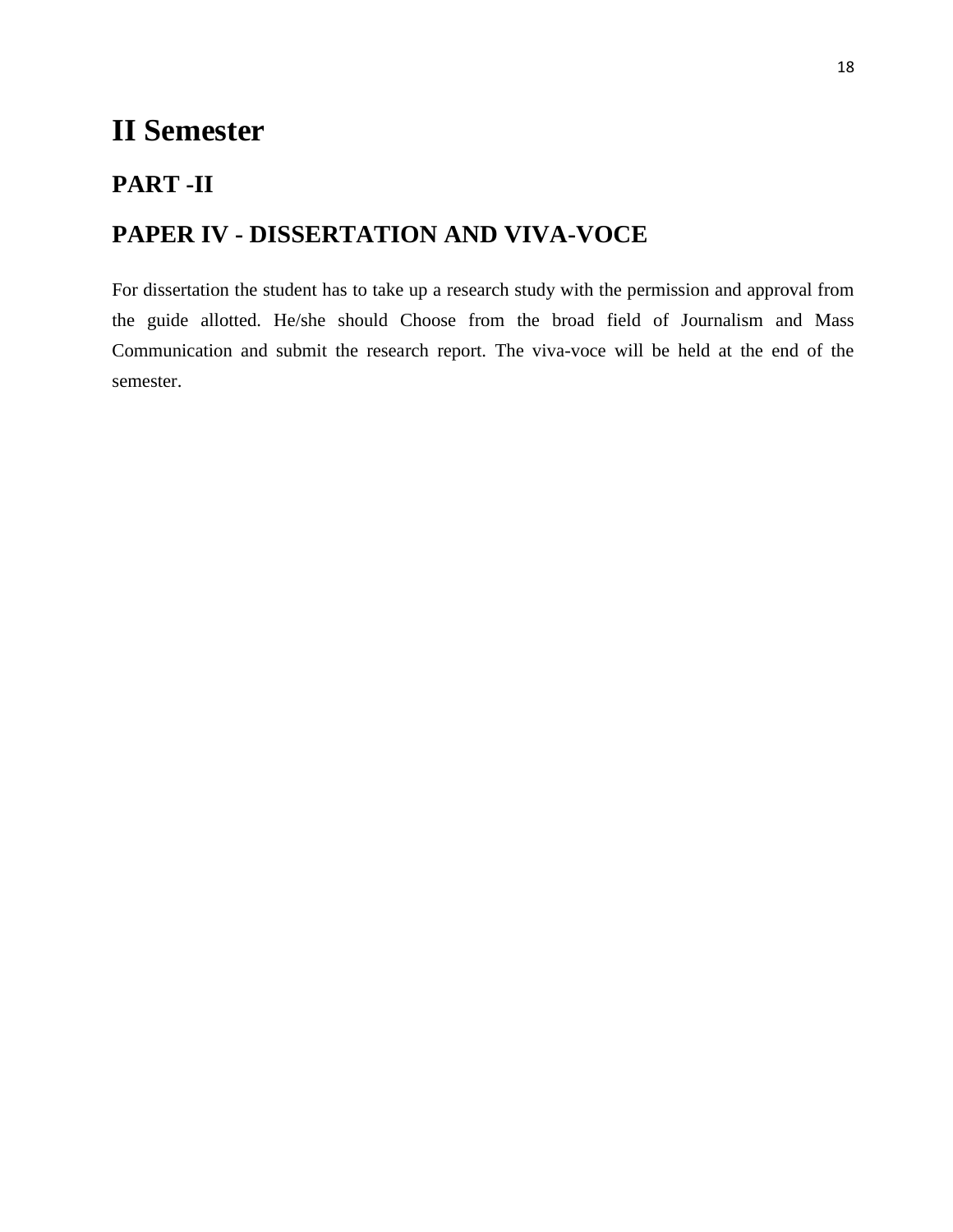# II Semester

## PART -II

## PAPER IV - DISSERTATION AND VIVA-VOCE

For dissertation the student has to take up a research study with the permission and approval from the guide allotted. He/she should Choose from the broad field of Journalism and Mass Communication and submit the research report. The viva-voce will be held at the end of the semester.